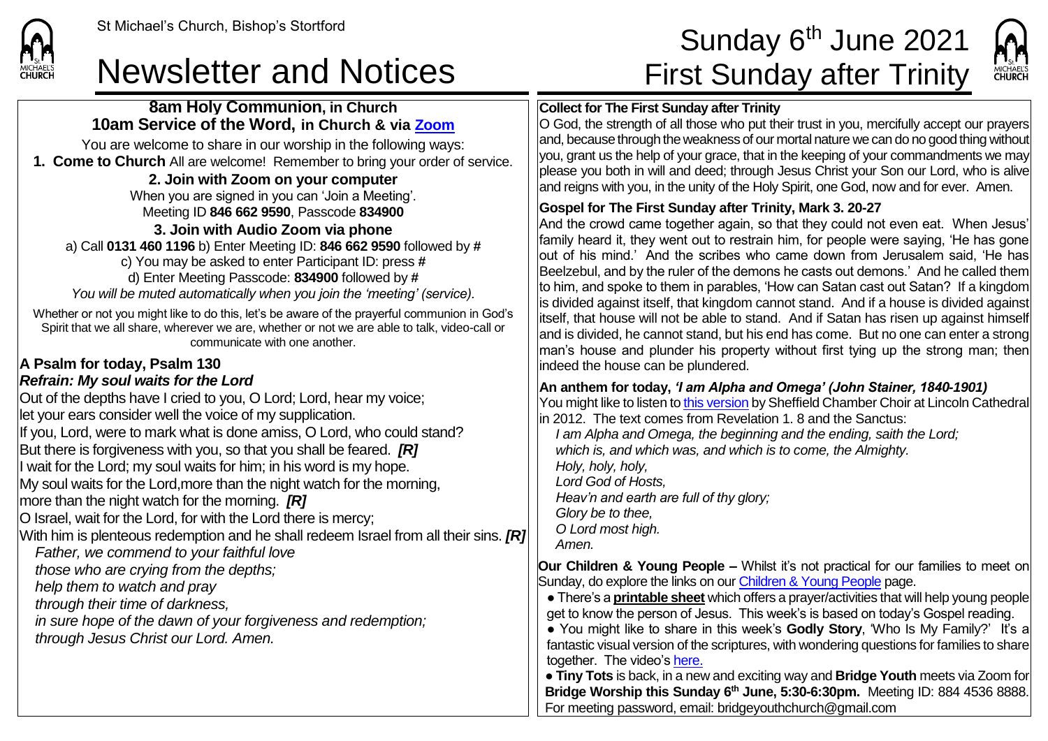St Michael's Church, Bishop's Stortford

# Newsletter and Notices

# Sunday 6th June 2021 First Sunday after Trinity

## 8am Holy Communion, in Church
## 10am Service of the Word, in Church & via Zoom

You are welcome to share in our worship in the following ways:

**1. Come to Church** All are welcome! Remember to bring your order of service.

**2. Join with Zoom on your computer**

When you are signed in you can 'Join a Meeting'.
Meeting ID **846 662 9590**, Passcode **834900**

**3. Join with Audio Zoom via phone**

a) Call **0131 460 1196** b) Enter Meeting ID: **846 662 9590** followed by **#**
c) You may be asked to enter Participant ID: press **#**
d) Enter Meeting Passcode: **834900** followed by **#**
*You will be muted automatically when you join the 'meeting' (service).*

Whether or not you might like to do this, let's be aware of the prayerful communion in God's Spirit that we all share, wherever we are, whether or not we are able to talk, video-call or communicate with one another.

### A Psalm for today, Psalm 130

***Refrain: My soul waits for the Lord***

Out of the depths have I cried to you, O Lord; Lord, hear my voice;
let your ears consider well the voice of my supplication.
If you, Lord, were to mark what is done amiss, O Lord, who could stand?
But there is forgiveness with you, so that you shall be feared. ***[R]***
I wait for the Lord; my soul waits for him; in his word is my hope.
My soul waits for the Lord,more than the night watch for the morning,
more than the night watch for the morning. ***[R]***
O Israel, wait for the Lord, for with the Lord there is mercy;
With him is plenteous redemption and he shall redeem Israel from all their sins. ***[R]***

*Father, we commend to your faithful love*
*those who are crying from the depths;*
*help them to watch and pray*
*through their time of darkness,*
*in sure hope of the dawn of your forgiveness and redemption;*
*through Jesus Christ our Lord. Amen.*

### Collect for The First Sunday after Trinity

O God, the strength of all those who put their trust in you, mercifully accept our prayers and, because through the weakness of our mortal nature we can do no good thing without you, grant us the help of your grace, that in the keeping of your commandments we may please you both in will and deed; through Jesus Christ your Son our Lord, who is alive and reigns with you, in the unity of the Holy Spirit, one God, now and for ever. Amen.

### Gospel for The First Sunday after Trinity, Mark 3. 20-27

And the crowd came together again, so that they could not even eat. When Jesus' family heard it, they went out to restrain him, for people were saying, 'He has gone out of his mind.' And the scribes who came down from Jerusalem said, 'He has Beelzebul, and by the ruler of the demons he casts out demons.' And he called them to him, and spoke to them in parables, 'How can Satan cast out Satan? If a kingdom is divided against itself, that kingdom cannot stand. And if a house is divided against itself, that house will not be able to stand. And if Satan has risen up against himself and is divided, he cannot stand, but his end has come. But no one can enter a strong man's house and plunder his property without first tying up the strong man; then indeed the house can be plundered.

### An anthem for today, *'I am Alpha and Omega' (John Stainer, 1840-1901)*

You might like to listen to this version by Sheffield Chamber Choir at Lincoln Cathedral in 2012. The text comes from Revelation 1. 8 and the Sanctus:

*I am Alpha and Omega, the beginning and the ending, saith the Lord;*
*which is, and which was, and which is to come, the Almighty.*
*Holy, holy, holy,*
*Lord God of Hosts,*
*Heav'n and earth are full of thy glory;*
*Glory be to thee,*
*O Lord most high.*
*Amen.*

**Our Children & Young People –** Whilst it's not practical for our families to meet on Sunday, do explore the links on our Children & Young People page.

- There's a **printable sheet** which offers a prayer/activities that will help young people get to know the person of Jesus. This week's is based on today's Gospel reading.
- You might like to share in this week's **Godly Story**, 'Who Is My Family?' It's a fantastic visual version of the scriptures, with wondering questions for families to share together. The video's here.
- **Tiny Tots** is back, in a new and exciting way and **Bridge Youth** meets via Zoom for **Bridge Worship this Sunday 6th June, 5:30-6:30pm.** Meeting ID: 884 4536 8888. For meeting password, email: bridgeyouthchurch@gmail.com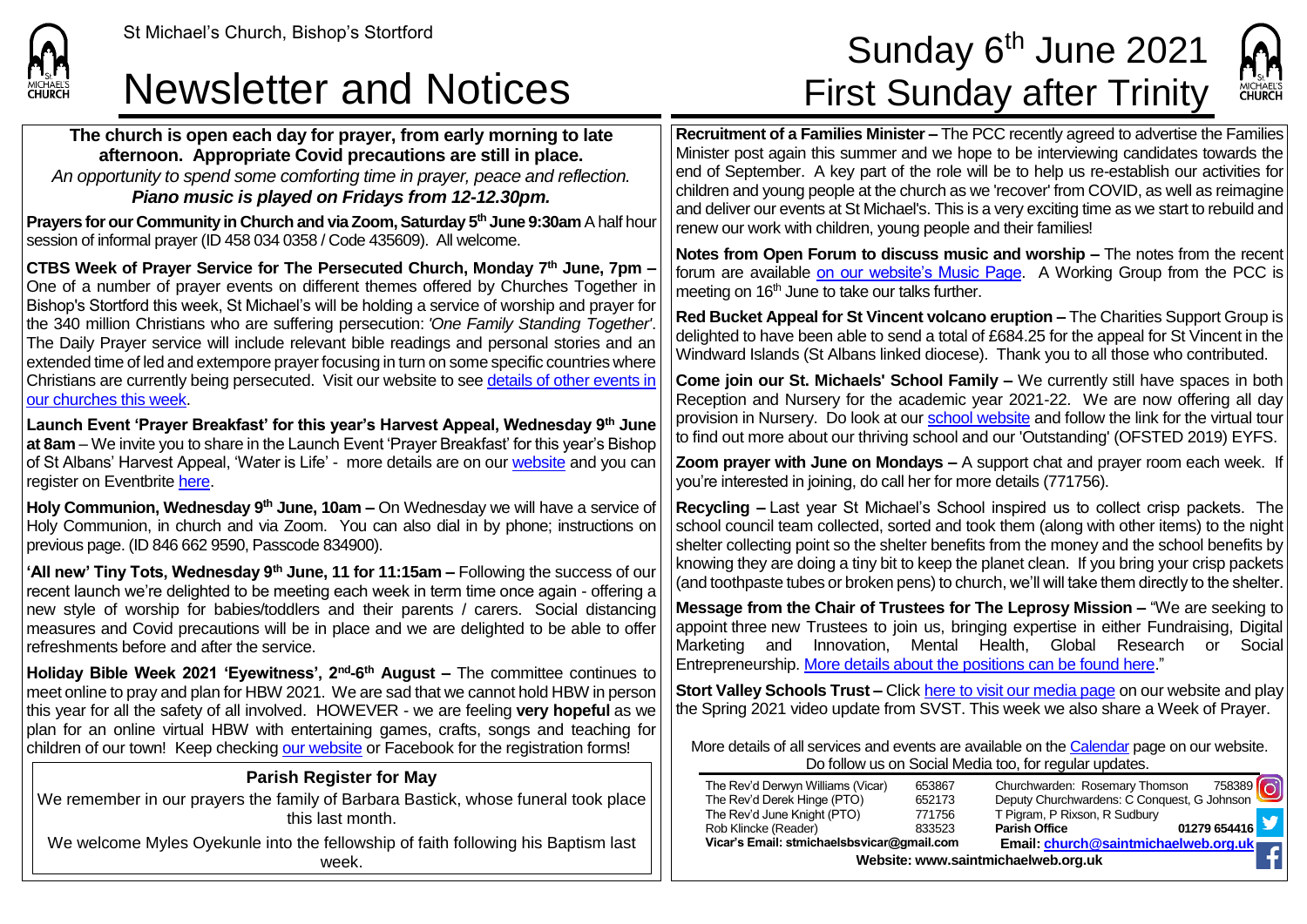St Michael's Church, Bishop's Stortford

# Newsletter and Notices

# Sunday 6th June 2021 First Sunday after Trinity

**The church is open each day for prayer, from early morning to late afternoon. Appropriate Covid precautions are still in place.**

*An opportunity to spend some comforting time in prayer, peace and reflection.*

***Piano music is played on Fridays from 12-12.30pm.***

**Prayers for our Community in Church and via Zoom, Saturday 5th June 9:30am** A half hour session of informal prayer (ID 458 034 0358 / Code 435609). All welcome.

**CTBS Week of Prayer Service for The Persecuted Church, Monday 7th June, 7pm –** One of a number of prayer events on different themes offered by Churches Together in Bishop's Stortford this week, St Michael's will be holding a service of worship and prayer for the 340 million Christians who are suffering persecution: *'One Family Standing Together'*. The Daily Prayer service will include relevant bible readings and personal stories and an extended time of led and extempore prayer focusing in turn on some specific countries where Christians are currently being persecuted. Visit our website to see details of other events in our churches this week.

**Launch Event 'Prayer Breakfast' for this year's Harvest Appeal, Wednesday 9th June at 8am** – We invite you to share in the Launch Event 'Prayer Breakfast' for this year's Bishop of St Albans' Harvest Appeal, 'Water is Life' - more details are on our website and you can register on Eventbrite here.

**Holy Communion, Wednesday 9th June, 10am –** On Wednesday we will have a service of Holy Communion, in church and via Zoom. You can also dial in by phone; instructions on previous page. (ID 846 662 9590, Passcode 834900).

**'All new' Tiny Tots, Wednesday 9th June, 11 for 11:15am –** Following the success of our recent launch we're delighted to be meeting each week in term time once again - offering a new style of worship for babies/toddlers and their parents / carers. Social distancing measures and Covid precautions will be in place and we are delighted to be able to offer refreshments before and after the service.

**Holiday Bible Week 2021 'Eyewitness', 2nd-6th August –** The committee continues to meet online to pray and plan for HBW 2021. We are sad that we cannot hold HBW in person this year for all the safety of all involved. HOWEVER - we are feeling **very hopeful** as we plan for an online virtual HBW with entertaining games, crafts, songs and teaching for children of our town! Keep checking our website or Facebook for the registration forms!

### Parish Register for May

We remember in our prayers the family of Barbara Bastick, whose funeral took place this last month.

We welcome Myles Oyekunle into the fellowship of faith following his Baptism last week.

**Recruitment of a Families Minister –** The PCC recently agreed to advertise the Families Minister post again this summer and we hope to be interviewing candidates towards the end of September. A key part of the role will be to help us re-establish our activities for children and young people at the church as we 'recover' from COVID, as well as reimagine and deliver our events at St Michael's. This is a very exciting time as we start to rebuild and renew our work with children, young people and their families!

**Notes from Open Forum to discuss music and worship –** The notes from the recent forum are available on our website's Music Page. A Working Group from the PCC is meeting on 16th June to take our talks further.

**Red Bucket Appeal for St Vincent volcano eruption –** The Charities Support Group is delighted to have been able to send a total of £684.25 for the appeal for St Vincent in the Windward Islands (St Albans linked diocese). Thank you to all those who contributed.

**Come join our St. Michaels' School Family –** We currently still have spaces in both Reception and Nursery for the academic year 2021-22. We are now offering all day provision in Nursery. Do look at our school website and follow the link for the virtual tour to find out more about our thriving school and our 'Outstanding' (OFSTED 2019) EYFS.

**Zoom prayer with June on Mondays –** A support chat and prayer room each week. If you're interested in joining, do call her for more details (771756).

**Recycling –** Last year St Michael's School inspired us to collect crisp packets. The school council team collected, sorted and took them (along with other items) to the night shelter collecting point so the shelter benefits from the money and the school benefits by knowing they are doing a tiny bit to keep the planet clean. If you bring your crisp packets (and toothpaste tubes or broken pens) to church, we'll will take them directly to the shelter.

**Message from the Chair of Trustees for The Leprosy Mission –** "We are seeking to appoint three new Trustees to join us, bringing expertise in either Fundraising, Digital Marketing and Innovation, Mental Health, Global Research or Social Entrepreneurship. More details about the positions can be found here."

**Stort Valley Schools Trust –** Click here to visit our media page on our website and play the Spring 2021 video update from SVST. This week we also share a Week of Prayer.

More details of all services and events are available on the Calendar page on our website. Do follow us on Social Media too, for regular updates.

| | | | |
|---|---|---|---|
| The Rev'd Derwyn Williams (Vicar) | 653867 | Churchwarden: Rosemary Thomson | 758389 |
| The Rev'd Derek Hinge (PTO) | 652173 | Deputy Churchwardens: C Conquest, G Johnson | |
| The Rev'd June Knight (PTO) | 771756 | T Pigram, P Rixson, R Sudbury | |
| Rob Klincke (Reader) | 833523 | **Parish Office** | **01279 654416** |
| **Vicar's Email: stmichaelsbsvicar@gmail.com** | | **Email: church@saintmichaelweb.org.uk** | |

**Website: www.saintmichaelweb.org.uk**